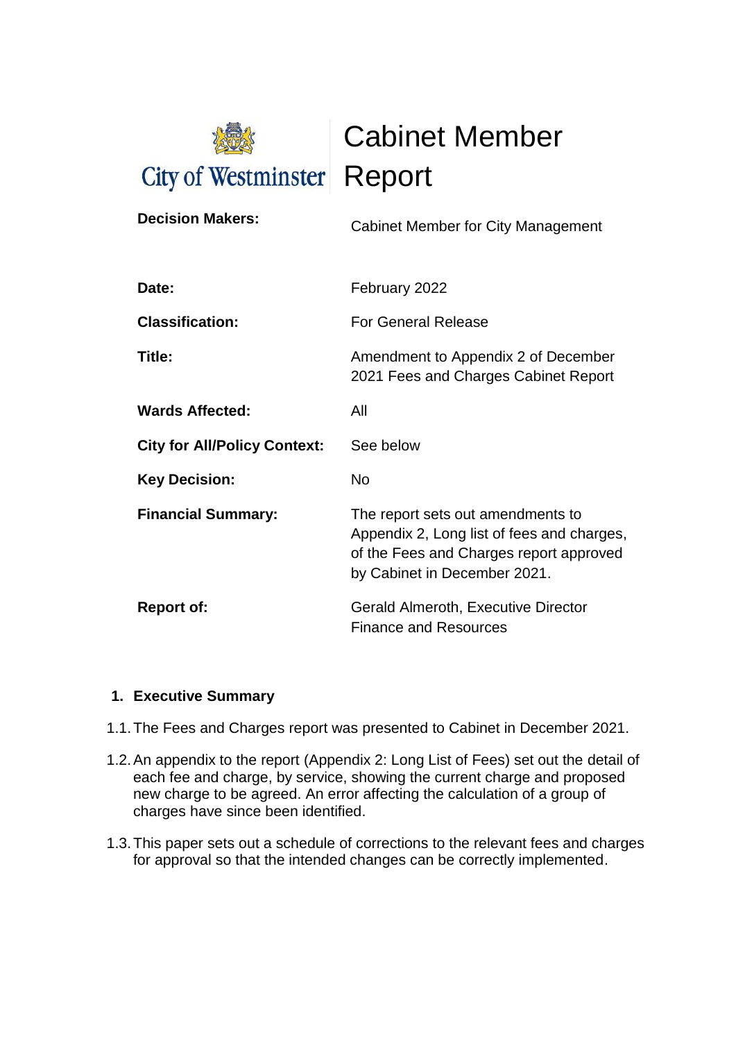City of Westminster

# Cabinet Member Report

| | |
|---|---|
| **Decision Makers:** | Cabinet Member for City Management |
| **Date:** | February 2022 |
| **Classification:** | For General Release |
| **Title:** | Amendment to Appendix 2 of December 2021 Fees and Charges Cabinet Report |
| **Wards Affected:** | All |
| **City for All/Policy Context:** | See below |
| **Key Decision:** | No |
| **Financial Summary:** | The report sets out amendments to Appendix 2, Long list of fees and charges, of the Fees and Charges report approved by Cabinet in December 2021. |
| **Report of:** | Gerald Almeroth, Executive Director Finance and Resources |

## 1. Executive Summary

1.1. The Fees and Charges report was presented to Cabinet in December 2021.

1.2. An appendix to the report (Appendix 2: Long List of Fees) set out the detail of each fee and charge, by service, showing the current charge and proposed new charge to be agreed. An error affecting the calculation of a group of charges have since been identified.

1.3. This paper sets out a schedule of corrections to the relevant fees and charges for approval so that the intended changes can be correctly implemented.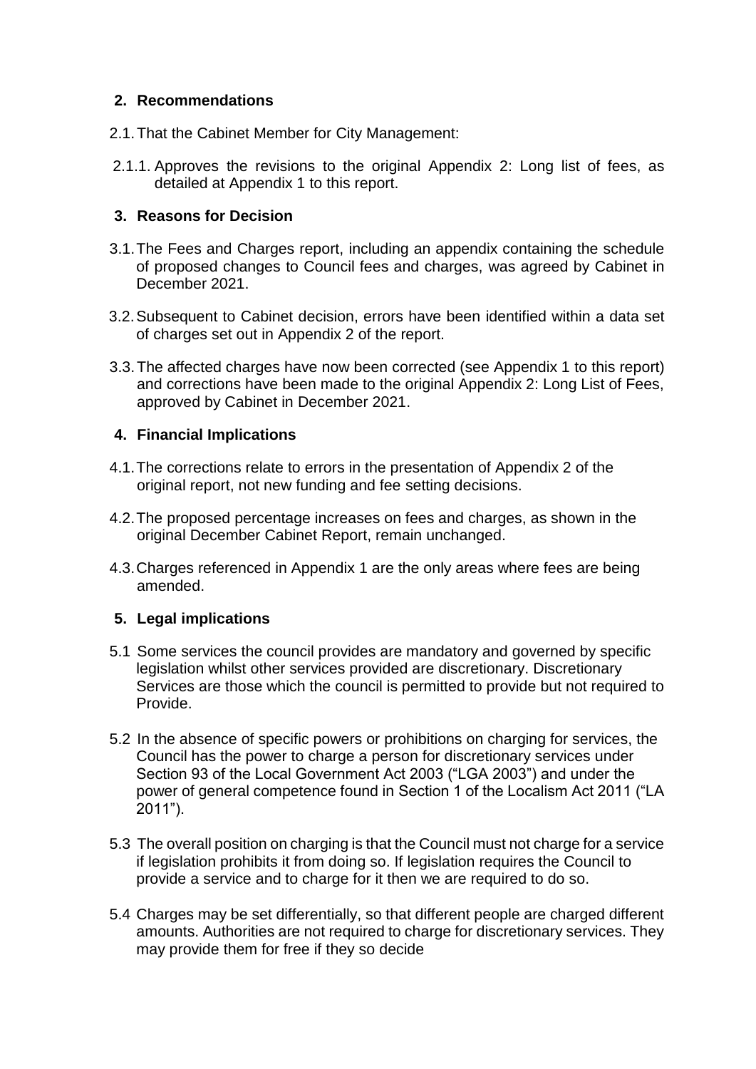## 2. Recommendations

2.1. That the Cabinet Member for City Management:

2.1.1. Approves the revisions to the original Appendix 2: Long list of fees, as detailed at Appendix 1 to this report.

## 3. Reasons for Decision

3.1. The Fees and Charges report, including an appendix containing the schedule of proposed changes to Council fees and charges, was agreed by Cabinet in December 2021.

3.2. Subsequent to Cabinet decision, errors have been identified within a data set of charges set out in Appendix 2 of the report.

3.3. The affected charges have now been corrected (see Appendix 1 to this report) and corrections have been made to the original Appendix 2: Long List of Fees, approved by Cabinet in December 2021.

## 4. Financial Implications

4.1. The corrections relate to errors in the presentation of Appendix 2 of the original report, not new funding and fee setting decisions.

4.2. The proposed percentage increases on fees and charges, as shown in the original December Cabinet Report, remain unchanged.

4.3. Charges referenced in Appendix 1 are the only areas where fees are being amended.

## 5. Legal implications

5.1 Some services the council provides are mandatory and governed by specific legislation whilst other services provided are discretionary. Discretionary Services are those which the council is permitted to provide but not required to Provide.

5.2 In the absence of specific powers or prohibitions on charging for services, the Council has the power to charge a person for discretionary services under Section 93 of the Local Government Act 2003 ("LGA 2003") and under the power of general competence found in Section 1 of the Localism Act 2011 ("LA 2011").

5.3 The overall position on charging is that the Council must not charge for a service if legislation prohibits it from doing so. If legislation requires the Council to provide a service and to charge for it then we are required to do so.

5.4 Charges may be set differentially, so that different people are charged different amounts. Authorities are not required to charge for discretionary services. They may provide them for free if they so decide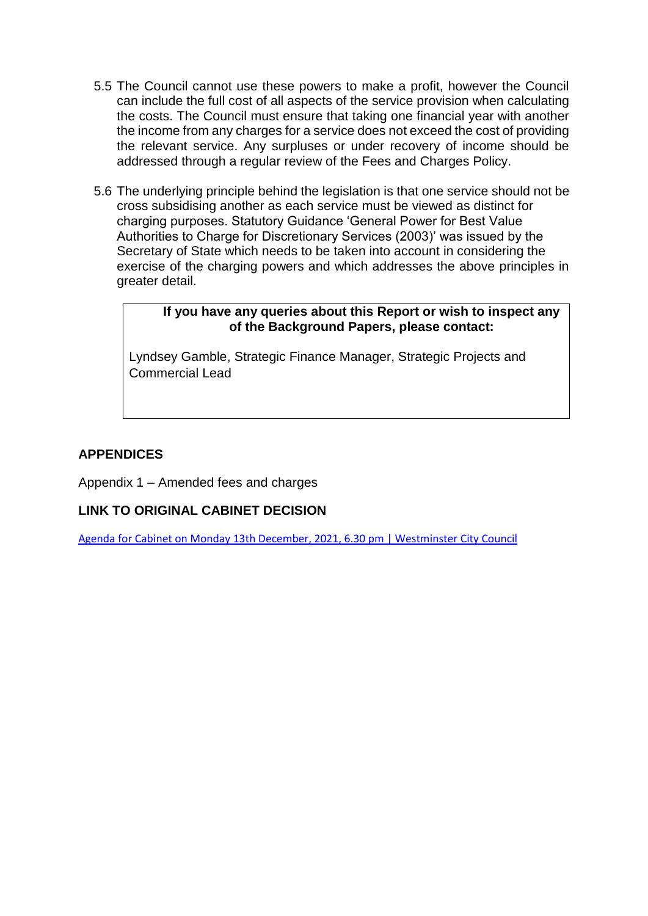5.5 The Council cannot use these powers to make a profit, however the Council can include the full cost of all aspects of the service provision when calculating the costs. The Council must ensure that taking one financial year with another the income from any charges for a service does not exceed the cost of providing the relevant service. Any surpluses or under recovery of income should be addressed through a regular review of the Fees and Charges Policy.

5.6 The underlying principle behind the legislation is that one service should not be cross subsidising another as each service must be viewed as distinct for charging purposes. Statutory Guidance 'General Power for Best Value Authorities to Charge for Discretionary Services (2003)' was issued by the Secretary of State which needs to be taken into account in considering the exercise of the charging powers and which addresses the above principles in greater detail.

**If you have any queries about this Report or wish to inspect any of the Background Papers, please contact:**

Lyndsey Gamble, Strategic Finance Manager, Strategic Projects and Commercial Lead

## APPENDICES

Appendix 1 – Amended fees and charges

## LINK TO ORIGINAL CABINET DECISION

Agenda for Cabinet on Monday 13th December, 2021, 6.30 pm | Westminster City Council